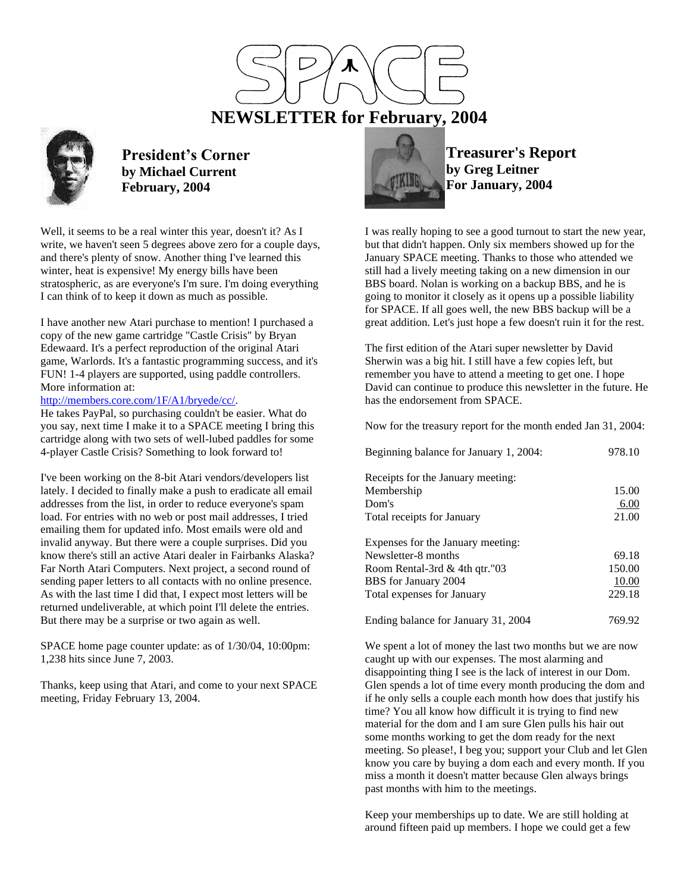# SPACE

# NEWSLETTER for February, 2004

## President's Corner
**by Michael Current**
**February, 2004**

Well, it seems to be a real winter this year, doesn't it? As I write, we haven't seen 5 degrees above zero for a couple days, and there's plenty of snow. Another thing I've learned this winter, heat is expensive! My energy bills have been stratospheric, as are everyone's I'm sure. I'm doing everything I can think of to keep it down as much as possible.

I have another new Atari purchase to mention! I purchased a copy of the new game cartridge "Castle Crisis" by Bryan Edewaard. It's a perfect reproduction of the original Atari game, Warlords. It's a fantastic programming success, and it's FUN! 1-4 players are supported, using paddle controllers. More information at:
http://members.core.com/1F/A1/bryede/cc/.
He takes PayPal, so purchasing couldn't be easier. What do you say, next time I make it to a SPACE meeting I bring this cartridge along with two sets of well-lubed paddles for some 4-player Castle Crisis? Something to look forward to!

I've been working on the 8-bit Atari vendors/developers list lately. I decided to finally make a push to eradicate all email addresses from the list, in order to reduce everyone's spam load. For entries with no web or post mail addresses, I tried emailing them for updated info. Most emails were old and invalid anyway. But there were a couple surprises. Did you know there's still an active Atari dealer in Fairbanks Alaska? Far North Atari Computers. Next project, a second round of sending paper letters to all contacts with no online presence. As with the last time I did that, I expect most letters will be returned undeliverable, at which point I'll delete the entries. But there may be a surprise or two again as well.

SPACE home page counter update: as of 1/30/04, 10:00pm: 1,238 hits since June 7, 2003.

Thanks, keep using that Atari, and come to your next SPACE meeting, Friday February 13, 2004.

## Treasurer's Report
**by Greg Leitner**
**For January, 2004**

I was really hoping to see a good turnout to start the new year, but that didn't happen. Only six members showed up for the January SPACE meeting. Thanks to those who attended we still had a lively meeting taking on a new dimension in our BBS board. Nolan is working on a backup BBS, and he is going to monitor it closely as it opens up a possible liability for SPACE. If all goes well, the new BBS backup will be a great addition. Let's just hope a few doesn't ruin it for the rest.

The first edition of the Atari super newsletter by David Sherwin was a big hit. I still have a few copies left, but remember you have to attend a meeting to get one. I hope David can continue to produce this newsletter in the future. He has the endorsement from SPACE.

Now for the treasury report for the month ended Jan 31, 2004:

| | |
|---|---|
| Beginning balance for January 1, 2004: | 978.10 |
| | |
| Receipts for the January meeting: | |
| Membership | 15.00 |
| Dom's | 6.00 |
| Total receipts for January | 21.00 |
| | |
| Expenses for the January meeting: | |
| Newsletter-8 months | 69.18 |
| Room Rental-3rd & 4th qtr."03 | 150.00 |
| BBS for January 2004 | 10.00 |
| Total expenses for January | 229.18 |
| | |
| Ending balance for January 31, 2004 | 769.92 |

We spent a lot of money the last two months but we are now caught up with our expenses. The most alarming and disappointing thing I see is the lack of interest in our Dom. Glen spends a lot of time every month producing the dom and if he only sells a couple each month how does that justify his time? You all know how difficult it is trying to find new material for the dom and I am sure Glen pulls his hair out some months working to get the dom ready for the next meeting. So please!, I beg you; support your Club and let Glen know you care by buying a dom each and every month. If you miss a month it doesn't matter because Glen always brings past months with him to the meetings.

Keep your memberships up to date. We are still holding at around fifteen paid up members. I hope we could get a few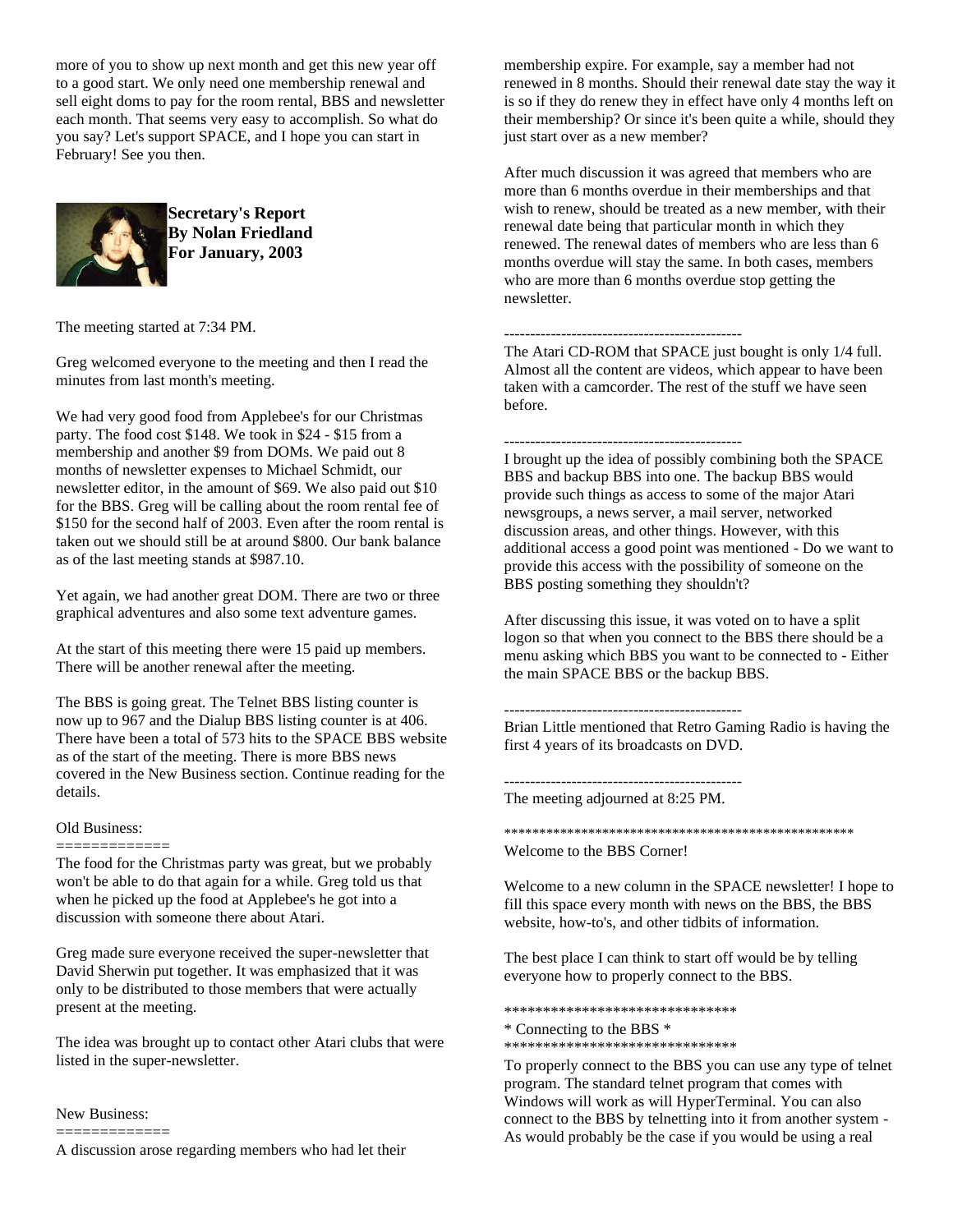more of you to show up next month and get this new year off to a good start. We only need one membership renewal and sell eight doms to pay for the room rental, BBS and newsletter each month. That seems very easy to accomplish. So what do you say? Let's support SPACE, and I hope you can start in February! See you then.

**Secretary's Report**
**By Nolan Friedland**
**For January, 2003**

The meeting started at 7:34 PM.

Greg welcomed everyone to the meeting and then I read the minutes from last month's meeting.

We had very good food from Applebee's for our Christmas party. The food cost $148. We took in $24 - $15 from a membership and another $9 from DOMs. We paid out 8 months of newsletter expenses to Michael Schmidt, our newsletter editor, in the amount of $69. We also paid out $10 for the BBS. Greg will be calling about the room rental fee of $150 for the second half of 2003. Even after the room rental is taken out we should still be at around $800. Our bank balance as of the last meeting stands at $987.10.

Yet again, we had another great DOM. There are two or three graphical adventures and also some text adventure games.

At the start of this meeting there were 15 paid up members. There will be another renewal after the meeting.

The BBS is going great. The Telnet BBS listing counter is now up to 967 and the Dialup BBS listing counter is at 406. There have been a total of 573 hits to the SPACE BBS website as of the start of the meeting. There is more BBS news covered in the New Business section. Continue reading for the details.

Old Business:
============

The food for the Christmas party was great, but we probably won't be able to do that again for a while. Greg told us that when he picked up the food at Applebee's he got into a discussion with someone there about Atari.

Greg made sure everyone received the super-newsletter that David Sherwin put together. It was emphasized that it was only to be distributed to those members that were actually present at the meeting.

The idea was brought up to contact other Atari clubs that were listed in the super-newsletter.

New Business:
============

A discussion arose regarding members who had let their membership expire. For example, say a member had not renewed in 8 months. Should their renewal date stay the way it is so if they do renew they in effect have only 4 months left on their membership? Or since it's been quite a while, should they just start over as a new member?

After much discussion it was agreed that members who are more than 6 months overdue in their memberships and that wish to renew, should be treated as a new member, with their renewal date being that particular month in which they renewed. The renewal dates of members who are less than 6 months overdue will stay the same. In both cases, members who are more than 6 months overdue stop getting the newsletter.

----------------------------------------------

The Atari CD-ROM that SPACE just bought is only 1/4 full. Almost all the content are videos, which appear to have been taken with a camcorder. The rest of the stuff we have seen before.

----------------------------------------------

I brought up the idea of possibly combining both the SPACE BBS and backup BBS into one. The backup BBS would provide such things as access to some of the major Atari newsgroups, a news server, a mail server, networked discussion areas, and other things. However, with this additional access a good point was mentioned - Do we want to provide this access with the possibility of someone on the BBS posting something they shouldn't?

After discussing this issue, it was voted on to have a split logon so that when you connect to the BBS there should be a menu asking which BBS you want to be connected to - Either the main SPACE BBS or the backup BBS.

----------------------------------------------

Brian Little mentioned that Retro Gaming Radio is having the first 4 years of its broadcasts on DVD.

----------------------------------------------

The meeting adjourned at 8:25 PM.

**************************************************

Welcome to the BBS Corner!

Welcome to a new column in the SPACE newsletter! I hope to fill this space every month with news on the BBS, the BBS website, how-to's, and other tidbits of information.

The best place I can think to start off would be by telling everyone how to properly connect to the BBS.

******************************
* Connecting to the BBS *
******************************

To properly connect to the BBS you can use any type of telnet program. The standard telnet program that comes with Windows will work as will HyperTerminal. You can also connect to the BBS by telnetting into it from another system - As would probably be the case if you would be using a real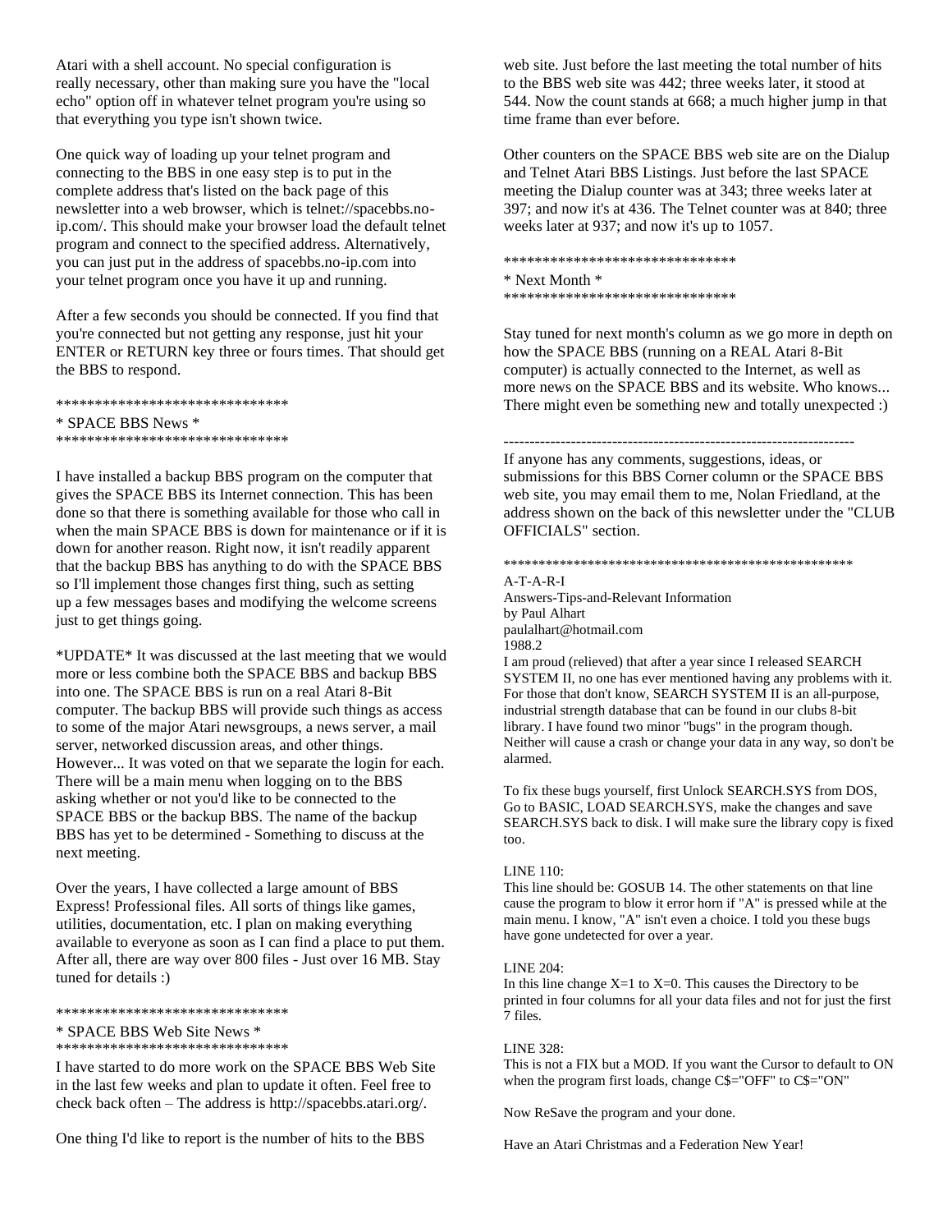Atari with a shell account. No special configuration is really necessary, other than making sure you have the "local echo" option off in whatever telnet program you're using so that everything you type isn't shown twice.

One quick way of loading up your telnet program and connecting to the BBS in one easy step is to put in the complete address that's listed on the back page of this newsletter into a web browser, which is telnet://spacebbs.no-ip.com/. This should make your browser load the default telnet program and connect to the specified address. Alternatively, you can just put in the address of spacebbs.no-ip.com into your telnet program once you have it up and running.

After a few seconds you should be connected. If you find that you're connected but not getting any response, just hit your ENTER or RETURN key three or fours times. That should get the BBS to respond.

******************************
* SPACE BBS News *
******************************

I have installed a backup BBS program on the computer that gives the SPACE BBS its Internet connection. This has been done so that there is something available for those who call in when the main SPACE BBS is down for maintenance or if it is down for another reason. Right now, it isn't readily apparent that the backup BBS has anything to do with the SPACE BBS so I'll implement those changes first thing, such as setting up a few messages bases and modifying the welcome screens just to get things going.

*UPDATE* It was discussed at the last meeting that we would more or less combine both the SPACE BBS and backup BBS into one. The SPACE BBS is run on a real Atari 8-Bit computer. The backup BBS will provide such things as access to some of the major Atari newsgroups, a news server, a mail server, networked discussion areas, and other things. However... It was voted on that we separate the login for each. There will be a main menu when logging on to the BBS asking whether or not you'd like to be connected to the SPACE BBS or the backup BBS. The name of the backup BBS has yet to be determined - Something to discuss at the next meeting.

Over the years, I have collected a large amount of BBS Express! Professional files. All sorts of things like games, utilities, documentation, etc. I plan on making everything available to everyone as soon as I can find a place to put them. After all, there are way over 800 files - Just over 16 MB. Stay tuned for details :)

******************************
* SPACE BBS Web Site News *
******************************

I have started to do more work on the SPACE BBS Web Site in the last few weeks and plan to update it often. Feel free to check back often – The address is http://spacebbs.atari.org/.

One thing I'd like to report is the number of hits to the BBS web site. Just before the last meeting the total number of hits to the BBS web site was 442; three weeks later, it stood at 544. Now the count stands at 668; a much higher jump in that time frame than ever before.

Other counters on the SPACE BBS web site are on the Dialup and Telnet Atari BBS Listings. Just before the last SPACE meeting the Dialup counter was at 343; three weeks later at 397; and now it's at 436. The Telnet counter was at 840; three weeks later at 937; and now it's up to 1057.

******************************
* Next Month *
******************************

Stay tuned for next month's column as we go more in depth on how the SPACE BBS (running on a REAL Atari 8-Bit computer) is actually connected to the Internet, as well as more news on the SPACE BBS and its website. Who knows... There might even be something new and totally unexpected :)

---

If anyone has any comments, suggestions, ideas, or submissions for this BBS Corner column or the SPACE BBS web site, you may email them to me, Nolan Friedland, at the address shown on the back of this newsletter under the "CLUB OFFICIALS" section.

**************************************************

A-T-A-R-I
Answers-Tips-and-Relevant Information
by Paul Alhart
paulalhart@hotmail.com
1988.2

I am proud (relieved) that after a year since I released SEARCH SYSTEM II, no one has ever mentioned having any problems with it. For those that don't know, SEARCH SYSTEM II is an all-purpose, industrial strength database that can be found in our clubs 8-bit library. I have found two minor "bugs" in the program though. Neither will cause a crash or change your data in any way, so don't be alarmed.

To fix these bugs yourself, first Unlock SEARCH.SYS from DOS, Go to BASIC, LOAD SEARCH.SYS, make the changes and save SEARCH.SYS back to disk. I will make sure the library copy is fixed too.

LINE 110:
This line should be: GOSUB 14. The other statements on that line cause the program to blow it error horn if "A" is pressed while at the main menu. I know, "A" isn't even a choice. I told you these bugs have gone undetected for over a year.

LINE 204:
In this line change X=1 to X=0. This causes the Directory to be printed in four columns for all your data files and not for just the first 7 files.

LINE 328:
This is not a FIX but a MOD. If you want the Cursor to default to ON when the program first loads, change C$="OFF" to C$="ON"

Now ReSave the program and your done.

Have an Atari Christmas and a Federation New Year!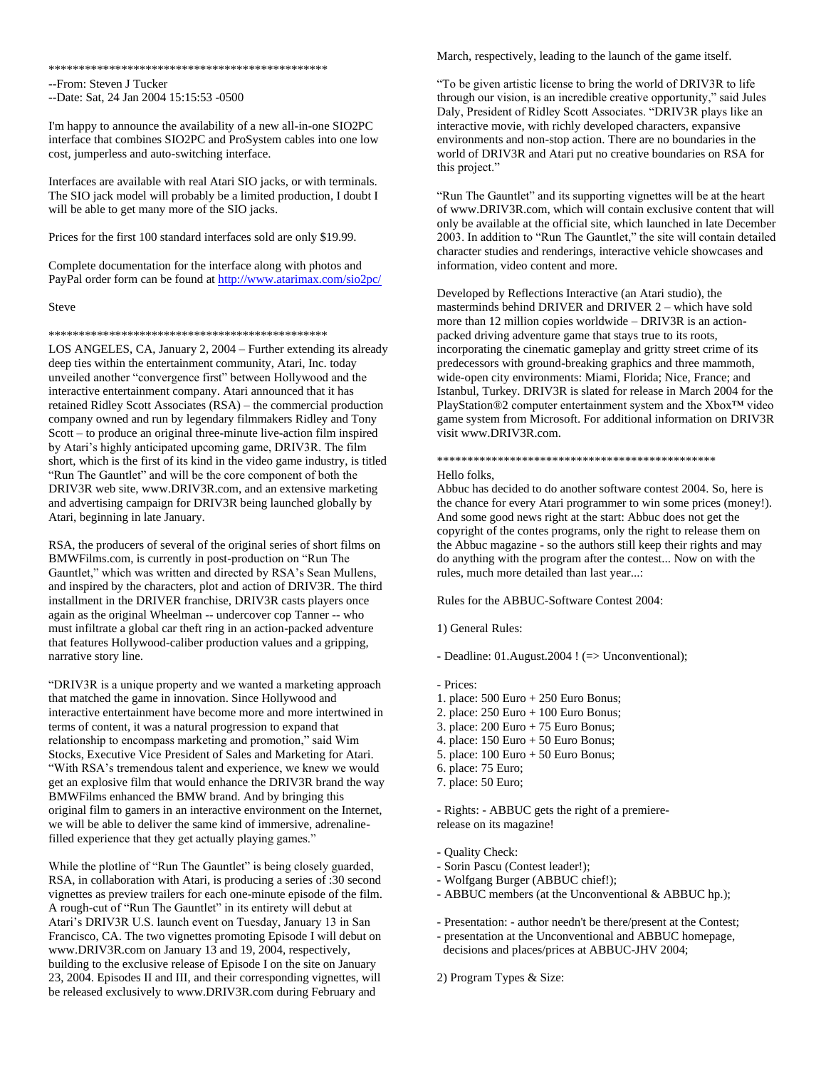************************************************

--From: Steven J Tucker
--Date: Sat, 24 Jan 2004 15:15:53 -0500

I'm happy to announce the availability of a new all-in-one SIO2PC interface that combines SIO2PC and ProSystem cables into one low cost, jumperless and auto-switching interface.

Interfaces are available with real Atari SIO jacks, or with terminals. The SIO jack model will probably be a limited production, I doubt I will be able to get many more of the SIO jacks.

Prices for the first 100 standard interfaces sold are only $19.99.

Complete documentation for the interface along with photos and PayPal order form can be found at http://www.atarimax.com/sio2pc/

Steve

************************************************

LOS ANGELES, CA, January 2, 2004 – Further extending its already deep ties within the entertainment community, Atari, Inc. today unveiled another "convergence first" between Hollywood and the interactive entertainment company. Atari announced that it has retained Ridley Scott Associates (RSA) – the commercial production company owned and run by legendary filmmakers Ridley and Tony Scott – to produce an original three-minute live-action film inspired by Atari's highly anticipated upcoming game, DRIV3R. The film short, which is the first of its kind in the video game industry, is titled "Run The Gauntlet" and will be the core component of both the DRIV3R web site, www.DRIV3R.com, and an extensive marketing and advertising campaign for DRIV3R being launched globally by Atari, beginning in late January.

RSA, the producers of several of the original series of short films on BMWFilms.com, is currently in post-production on "Run The Gauntlet," which was written and directed by RSA's Sean Mullens, and inspired by the characters, plot and action of DRIV3R. The third installment in the DRIVER franchise, DRIV3R casts players once again as the original Wheelman -- undercover cop Tanner -- who must infiltrate a global car theft ring in an action-packed adventure that features Hollywood-caliber production values and a gripping, narrative story line.

"DRIV3R is a unique property and we wanted a marketing approach that matched the game in innovation. Since Hollywood and interactive entertainment have become more and more intertwined in terms of content, it was a natural progression to expand that relationship to encompass marketing and promotion," said Wim Stocks, Executive Vice President of Sales and Marketing for Atari. "With RSA's tremendous talent and experience, we knew we would get an explosive film that would enhance the DRIV3R brand the way BMWFilms enhanced the BMW brand. And by bringing this original film to gamers in an interactive environment on the Internet, we will be able to deliver the same kind of immersive, adrenaline-filled experience that they get actually playing games."

While the plotline of "Run The Gauntlet" is being closely guarded, RSA, in collaboration with Atari, is producing a series of :30 second vignettes as preview trailers for each one-minute episode of the film. A rough-cut of "Run The Gauntlet" in its entirety will debut at Atari's DRIV3R U.S. launch event on Tuesday, January 13 in San Francisco, CA. The two vignettes promoting Episode I will debut on www.DRIV3R.com on January 13 and 19, 2004, respectively, building to the exclusive release of Episode I on the site on January 23, 2004. Episodes II and III, and their corresponding vignettes, will be released exclusively to www.DRIV3R.com during February and March, respectively, leading to the launch of the game itself.

"To be given artistic license to bring the world of DRIV3R to life through our vision, is an incredible creative opportunity," said Jules Daly, President of Ridley Scott Associates. "DRIV3R plays like an interactive movie, with richly developed characters, expansive environments and non-stop action. There are no boundaries in the world of DRIV3R and Atari put no creative boundaries on RSA for this project."

"Run The Gauntlet" and its supporting vignettes will be at the heart of www.DRIV3R.com, which will contain exclusive content that will only be available at the official site, which launched in late December 2003. In addition to "Run The Gauntlet," the site will contain detailed character studies and renderings, interactive vehicle showcases and information, video content and more.

Developed by Reflections Interactive (an Atari studio), the masterminds behind DRIVER and DRIVER 2 – which have sold more than 12 million copies worldwide – DRIV3R is an action-packed driving adventure game that stays true to its roots, incorporating the cinematic gameplay and gritty street crime of its predecessors with ground-breaking graphics and three mammoth, wide-open city environments: Miami, Florida; Nice, France; and Istanbul, Turkey. DRIV3R is slated for release in March 2004 for the PlayStation®2 computer entertainment system and the Xbox™ video game system from Microsoft. For additional information on DRIV3R visit www.DRIV3R.com.

************************************************

Hello folks,
Abbuc has decided to do another software contest 2004. So, here is the chance for every Atari programmer to win some prices (money!). And some good news right at the start: Abbuc does not get the copyright of the contes programs, only the right to release them on the Abbuc magazine - so the authors still keep their rights and may do anything with the program after the contest... Now on with the rules, much more detailed than last year...:

Rules for the ABBUC-Software Contest 2004:

1) General Rules:

- Deadline: 01.August.2004 ! (=> Unconventional);

- Prices:
1. place: 500 Euro + 250 Euro Bonus;
2. place: 250 Euro + 100 Euro Bonus;
3. place: 200 Euro + 75 Euro Bonus;
4. place: 150 Euro + 50 Euro Bonus;
5. place: 100 Euro + 50 Euro Bonus;
6. place: 75 Euro;
7. place: 50 Euro;

- Rights: - ABBUC gets the right of a premiere-release on its magazine!

- Quality Check:
- Sorin Pascu (Contest leader!);
- Wolfgang Burger (ABBUC chief!);
- ABBUC members (at the Unconventional & ABBUC hp.);

- Presentation: - author needn't be there/present at the Contest;
- presentation at the Unconventional and ABBUC homepage, decisions and places/prices at ABBUC-JHV 2004;

2) Program Types & Size: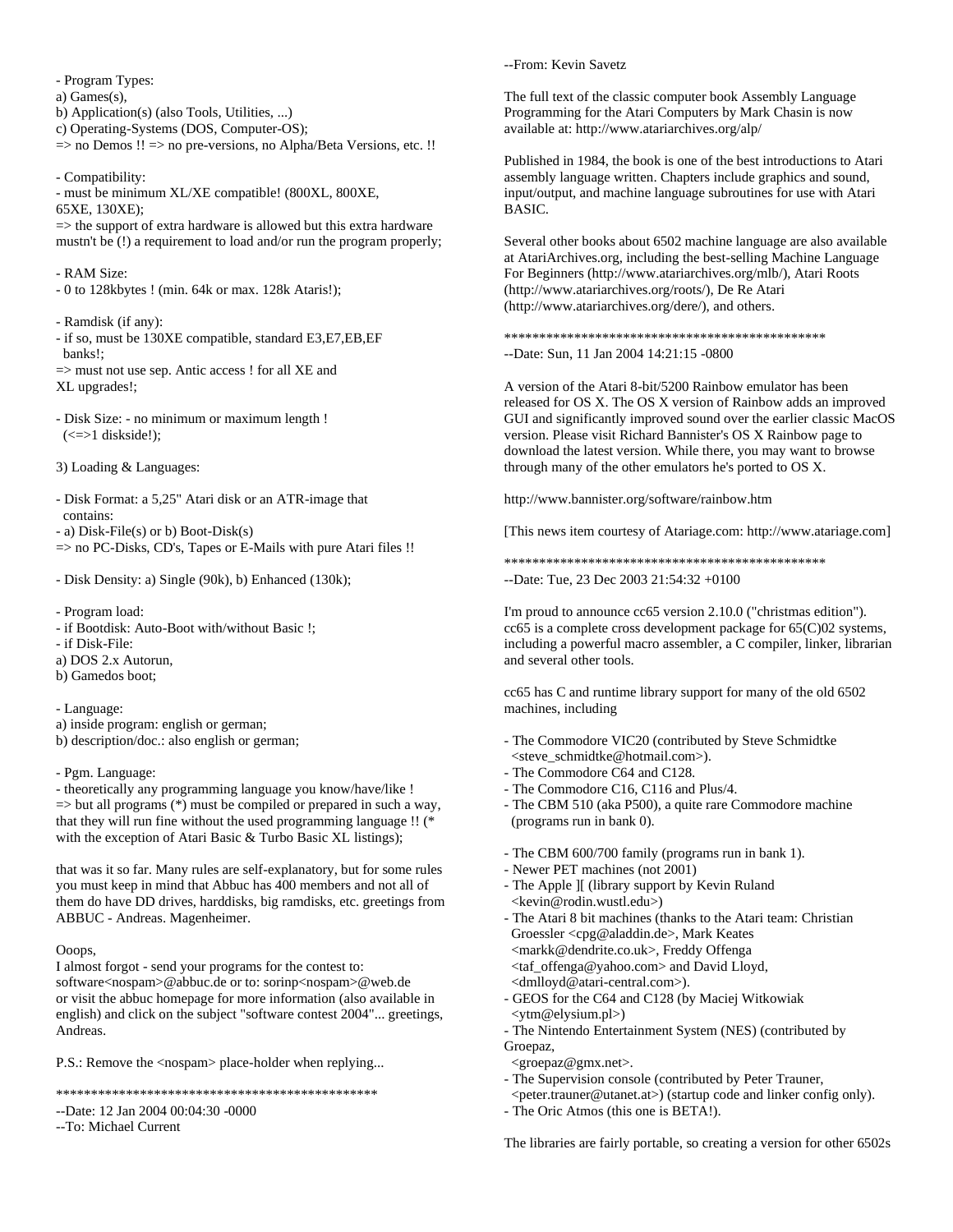- Program Types:
a) Games(s),
b) Application(s) (also Tools, Utilities, ...)
c) Operating-Systems (DOS, Computer-OS);
=> no Demos !! => no pre-versions, no Alpha/Beta Versions, etc. !!

- Compatibility:
- must be minimum XL/XE compatible! (800XL, 800XE, 65XE, 130XE);
=> the support of extra hardware is allowed but this extra hardware mustn't be (!) a requirement to load and/or run the program properly;

- RAM Size:
- 0 to 128kbytes ! (min. 64k or max. 128k Ataris!);

- Ramdisk (if any):
- if so, must be 130XE compatible, standard E3,E7,EB,EF banks!;
=> must not use sep. Antic access ! for all XE and XL upgrades!;

- Disk Size: - no minimum or maximum length !
(<=>1 diskside!);

3) Loading & Languages:

- Disk Format: a 5,25" Atari disk or an ATR-image that contains:
- a) Disk-File(s) or b) Boot-Disk(s)
=> no PC-Disks, CD's, Tapes or E-Mails with pure Atari files !!

- Disk Density: a) Single (90k), b) Enhanced (130k);

- Program load:
- if Bootdisk: Auto-Boot with/without Basic !;
- if Disk-File:
a) DOS 2.x Autorun,
b) Gamedos boot;

- Language:
a) inside program: english or german;
b) description/doc.: also english or german;

- Pgm. Language:
- theoretically any programming language you know/have/like !
=> but all programs (*) must be compiled or prepared in such a way, that they will run fine without the used programming language !! (* with the exception of Atari Basic & Turbo Basic XL listings);

that was it so far. Many rules are self-explanatory, but for some rules you must keep in mind that Abbuc has 400 members and not all of them do have DD drives, harddisks, big ramdisks, etc. greetings from ABBUC - Andreas. Magenheimer.

Ooops,
I almost forgot - send your programs for the contest to: software<nospam>@abbuc.de or to: sorinp<nospam>@web.de or visit the abbuc homepage for more information (also available in english) and click on the subject "software contest 2004"... greetings, Andreas.

P.S.: Remove the <nospam> place-holder when replying...

***********************************************

--Date: 12 Jan 2004 00:04:30 -0000
--To: Michael Current
--From: Kevin Savetz

The full text of the classic computer book Assembly Language Programming for the Atari Computers by Mark Chasin is now available at: http://www.atariarchives.org/alp/

Published in 1984, the book is one of the best introductions to Atari assembly language written. Chapters include graphics and sound, input/output, and machine language subroutines for use with Atari BASIC.

Several other books about 6502 machine language are also available at AtariArchives.org, including the best-selling Machine Language For Beginners (http://www.atariarchives.org/mlb/), Atari Roots (http://www.atariarchives.org/roots/), De Re Atari (http://www.atariarchives.org/dere/), and others.

***********************************************

--Date: Sun, 11 Jan 2004 14:21:15 -0800

A version of the Atari 8-bit/5200 Rainbow emulator has been released for OS X. The OS X version of Rainbow adds an improved GUI and significantly improved sound over the earlier classic MacOS version. Please visit Richard Bannister's OS X Rainbow page to download the latest version. While there, you may want to browse through many of the other emulators he's ported to OS X.

http://www.bannister.org/software/rainbow.htm

[This news item courtesy of Atariage.com: http://www.atariage.com]

***********************************************

--Date: Tue, 23 Dec 2003 21:54:32 +0100

I'm proud to announce cc65 version 2.10.0 ("christmas edition"). cc65 is a complete cross development package for 65(C)02 systems, including a powerful macro assembler, a C compiler, linker, librarian and several other tools.

cc65 has C and runtime library support for many of the old 6502 machines, including

- The Commodore VIC20 (contributed by Steve Schmidtke <steve_schmidtke@hotmail.com>).
- The Commodore C64 and C128.
- The Commodore C16, C116 and Plus/4.
- The CBM 510 (aka P500), a quite rare Commodore machine (programs run in bank 0).

- The CBM 600/700 family (programs run in bank 1).
- Newer PET machines (not 2001)
- The Apple ][ (library support by Kevin Ruland <kevin@rodin.wustl.edu>)
- The Atari 8 bit machines (thanks to the Atari team: Christian Groessler <cpg@aladdin.de>, Mark Keates <markk@dendrite.co.uk>, Freddy Offenga <taf_offenga@yahoo.com> and David Lloyd, <dmlloyd@atari-central.com>).
- GEOS for the C64 and C128 (by Maciej Witkowiak <ytm@elysium.pl>)
- The Nintendo Entertainment System (NES) (contributed by Groepaz, <groepaz@gmx.net>.
- The Supervision console (contributed by Peter Trauner, <peter.trauner@utanet.at>) (startup code and linker config only).
- The Oric Atmos (this one is BETA!).

The libraries are fairly portable, so creating a version for other 6502s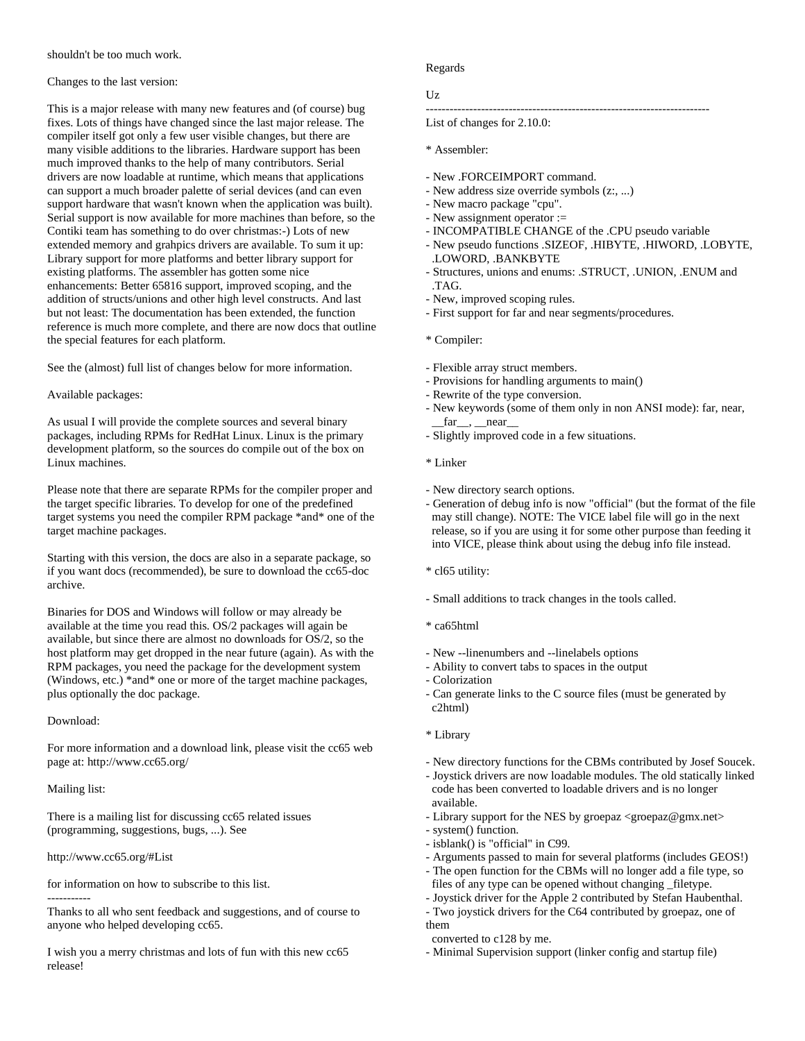shouldn't be too much work.

Changes to the last version:

This is a major release with many new features and (of course) bug fixes. Lots of things have changed since the last major release. The compiler itself got only a few user visible changes, but there are many visible additions to the libraries. Hardware support has been much improved thanks to the help of many contributors. Serial drivers are now loadable at runtime, which means that applications can support a much broader palette of serial devices (and can even support hardware that wasn't known when the application was built). Serial support is now available for more machines than before, so the Contiki team has something to do over christmas:-) Lots of new extended memory and grahpics drivers are available. To sum it up: Library support for more platforms and better library support for existing platforms. The assembler has gotten some nice enhancements: Better 65816 support, improved scoping, and the addition of structs/unions and other high level constructs. And last but not least: The documentation has been extended, the function reference is much more complete, and there are now docs that outline the special features for each platform.

See the (almost) full list of changes below for more information.

Available packages:

As usual I will provide the complete sources and several binary packages, including RPMs for RedHat Linux. Linux is the primary development platform, so the sources do compile out of the box on Linux machines.

Please note that there are separate RPMs for the compiler proper and the target specific libraries. To develop for one of the predefined target systems you need the compiler RPM package *and* one of the target machine packages.

Starting with this version, the docs are also in a separate package, so if you want docs (recommended), be sure to download the cc65-doc archive.

Binaries for DOS and Windows will follow or may already be available at the time you read this. OS/2 packages will again be available, but since there are almost no downloads for OS/2, so the host platform may get dropped in the near future (again). As with the RPM packages, you need the package for the development system (Windows, etc.) *and* one or more of the target machine packages, plus optionally the doc package.

Download:

For more information and a download link, please visit the cc65 web page at: http://www.cc65.org/

Mailing list:

There is a mailing list for discussing cc65 related issues (programming, suggestions, bugs, ...). See

http://www.cc65.org/#List

for information on how to subscribe to this list.

-----------

Thanks to all who sent feedback and suggestions, and of course to anyone who helped developing cc65.

I wish you a merry christmas and lots of fun with this new cc65 release!

Regards

Uz

------------------------------------------------------------------------

List of changes for 2.10.0:

* Assembler:

- New .FORCEIMPORT command.
- New address size override symbols (z:, ...)
- New macro package "cpu".
- New assignment operator :=
- INCOMPATIBLE CHANGE of the .CPU pseudo variable
- New pseudo functions .SIZEOF, .HIBYTE, .HIWORD, .LOBYTE, .LOWORD, .BANKBYTE
- Structures, unions and enums: .STRUCT, .UNION, .ENUM and .TAG.
- New, improved scoping rules.
- First support for far and near segments/procedures.

* Compiler:

- Flexible array struct members.
- Provisions for handling arguments to main()
- Rewrite of the type conversion.
- New keywords (some of them only in non ANSI mode): far, near, __far__, __near__
- Slightly improved code in a few situations.

* Linker

- New directory search options.
- Generation of debug info is now "official" (but the format of the file may still change). NOTE: The VICE label file will go in the next release, so if you are using it for some other purpose than feeding it into VICE, please think about using the debug info file instead.

* cl65 utility:

- Small additions to track changes in the tools called.

* ca65html

- New --linenumbers and --linelabels options
- Ability to convert tabs to spaces in the output
- Colorization
- Can generate links to the C source files (must be generated by c2html)

* Library

- New directory functions for the CBMs contributed by Josef Soucek.
- Joystick drivers are now loadable modules. The old statically linked code has been converted to loadable drivers and is no longer available.
- Library support for the NES by groepaz <groepaz@gmx.net>
- system() function.
- isblank() is "official" in C99.
- Arguments passed to main for several platforms (includes GEOS!)
- The open function for the CBMs will no longer add a file type, so files of any type can be opened without changing _filetype.
- Joystick driver for the Apple 2 contributed by Stefan Haubenthal.
- Two joystick drivers for the C64 contributed by groepaz, one of them converted to c128 by me.
- Minimal Supervision support (linker config and startup file)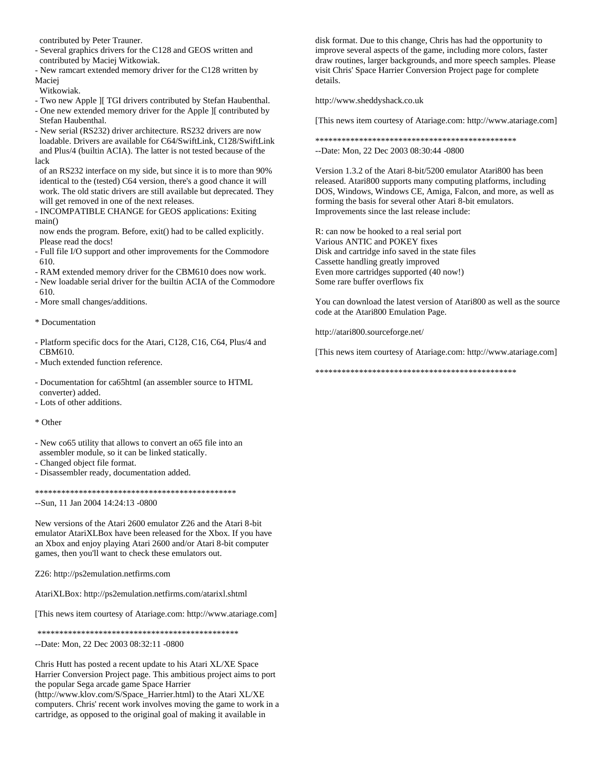contributed by Peter Trauner.
- Several graphics drivers for the C128 and GEOS written and contributed by Maciej Witkowiak.
- New ramcart extended memory driver for the C128 written by Maciej Witkowiak.
- Two new Apple ][ TGI drivers contributed by Stefan Haubenthal.
- One new extended memory driver for the Apple ][ contributed by Stefan Haubenthal.
- New serial (RS232) driver architecture. RS232 drivers are now loadable. Drivers are available for C64/SwiftLink, C128/SwiftLink and Plus/4 (builtin ACIA). The latter is not tested because of the lack of an RS232 interface on my side, but since it is to more than 90% identical to the (tested) C64 version, there's a good chance it will work. The old static drivers are still available but deprecated. They will get removed in one of the next releases.
- INCOMPATIBLE CHANGE for GEOS applications: Exiting main() now ends the program. Before, exit() had to be called explicitly. Please read the docs!
- Full file I/O support and other improvements for the Commodore 610.
- RAM extended memory driver for the CBM610 does now work.
- New loadable serial driver for the builtin ACIA of the Commodore 610.
- More small changes/additions.

* Documentation

- Platform specific docs for the Atari, C128, C16, C64, Plus/4 and CBM610.
- Much extended function reference.

- Documentation for ca65html (an assembler source to HTML converter) added.
- Lots of other additions.

* Other

- New co65 utility that allows to convert an o65 file into an assembler module, so it can be linked statically.
- Changed object file format.
- Disassembler ready, documentation added.

***********************************************

--Sun, 11 Jan 2004 14:24:13 -0800

New versions of the Atari 2600 emulator Z26 and the Atari 8-bit emulator AtariXLBox have been released for the Xbox. If you have an Xbox and enjoy playing Atari 2600 and/or Atari 8-bit computer games, then you'll want to check these emulators out.

Z26: http://ps2emulation.netfirms.com

AtariXLBox: http://ps2emulation.netfirms.com/atarixl.shtml

[This news item courtesy of Atariage.com: http://www.atariage.com]

***********************************************

--Date: Mon, 22 Dec 2003 08:32:11 -0800

Chris Hutt has posted a recent update to his Atari XL/XE Space Harrier Conversion Project page. This ambitious project aims to port the popular Sega arcade game Space Harrier (http://www.klov.com/S/Space_Harrier.html) to the Atari XL/XE computers. Chris' recent work involves moving the game to work in a cartridge, as opposed to the original goal of making it available in disk format. Due to this change, Chris has had the opportunity to improve several aspects of the game, including more colors, faster draw routines, larger backgrounds, and more speech samples. Please visit Chris' Space Harrier Conversion Project page for complete details.

http://www.sheddyshack.co.uk

[This news item courtesy of Atariage.com: http://www.atariage.com]

***********************************************

--Date: Mon, 22 Dec 2003 08:30:44 -0800

Version 1.3.2 of the Atari 8-bit/5200 emulator Atari800 has been released. Atari800 supports many computing platforms, including DOS, Windows, Windows CE, Amiga, Falcon, and more, as well as forming the basis for several other Atari 8-bit emulators. Improvements since the last release include:

R: can now be hooked to a real serial port
Various ANTIC and POKEY fixes
Disk and cartridge info saved in the state files
Cassette handling greatly improved
Even more cartridges supported (40 now!)
Some rare buffer overflows fix

You can download the latest version of Atari800 as well as the source code at the Atari800 Emulation Page.

http://atari800.sourceforge.net/

[This news item courtesy of Atariage.com: http://www.atariage.com]

***********************************************